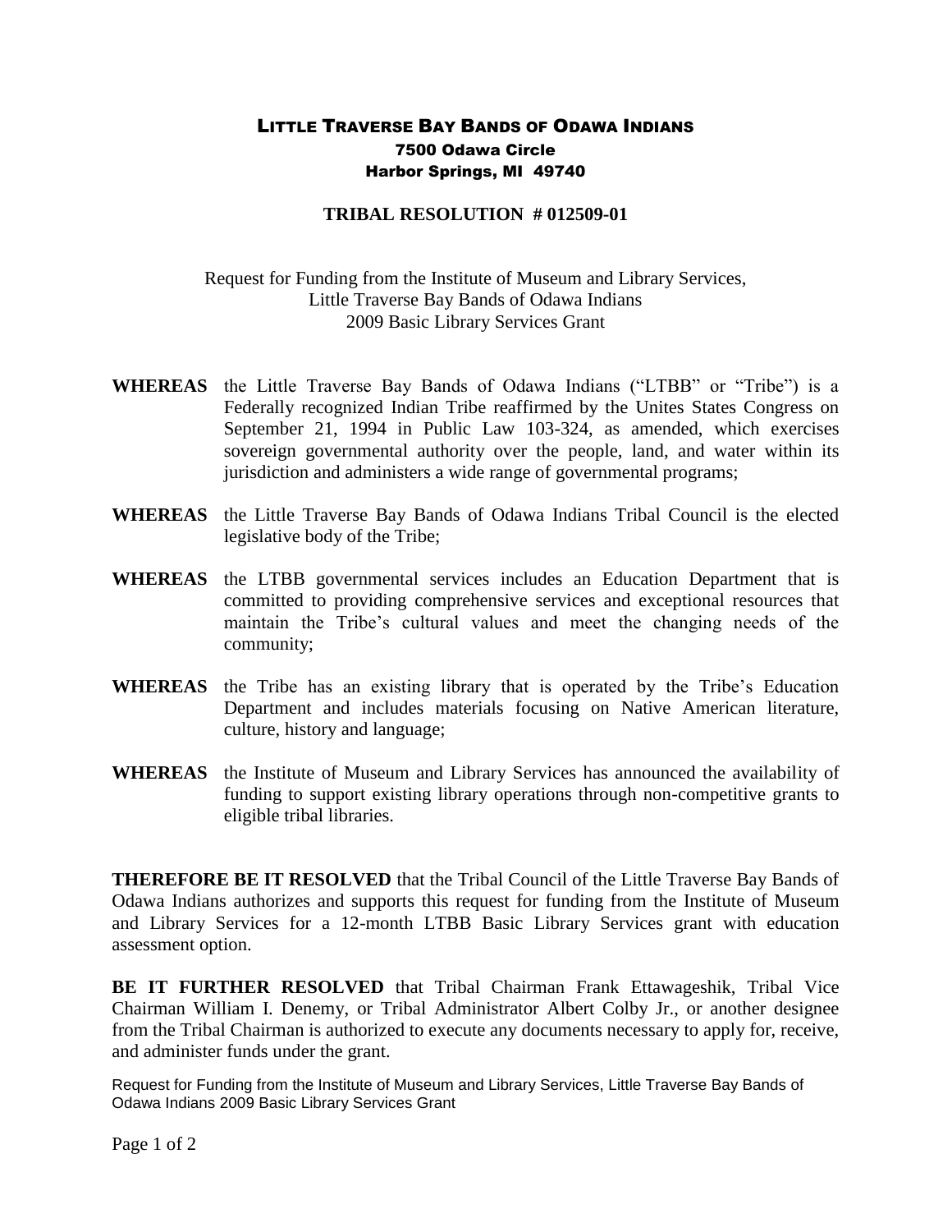# LITTLE TRAVERSE BAY BANDS OF ODAWA INDIANS

**7500 Odawa Circle**
**Harbor Springs, MI 49740**

## TRIBAL RESOLUTION # 012509-01

Request for Funding from the Institute of Museum and Library Services,
Little Traverse Bay Bands of Odawa Indians
2009 Basic Library Services Grant

**WHEREAS** the Little Traverse Bay Bands of Odawa Indians ("LTBB" or "Tribe") is a Federally recognized Indian Tribe reaffirmed by the Unites States Congress on September 21, 1994 in Public Law 103-324, as amended, which exercises sovereign governmental authority over the people, land, and water within its jurisdiction and administers a wide range of governmental programs;

**WHEREAS** the Little Traverse Bay Bands of Odawa Indians Tribal Council is the elected legislative body of the Tribe;

**WHEREAS** the LTBB governmental services includes an Education Department that is committed to providing comprehensive services and exceptional resources that maintain the Tribe's cultural values and meet the changing needs of the community;

**WHEREAS** the Tribe has an existing library that is operated by the Tribe's Education Department and includes materials focusing on Native American literature, culture, history and language;

**WHEREAS** the Institute of Museum and Library Services has announced the availability of funding to support existing library operations through non-competitive grants to eligible tribal libraries.

**THEREFORE BE IT RESOLVED** that the Tribal Council of the Little Traverse Bay Bands of Odawa Indians authorizes and supports this request for funding from the Institute of Museum and Library Services for a 12-month LTBB Basic Library Services grant with education assessment option.

**BE IT FURTHER RESOLVED** that Tribal Chairman Frank Ettawageshik, Tribal Vice Chairman William I. Denemy, or Tribal Administrator Albert Colby Jr., or another designee from the Tribal Chairman is authorized to execute any documents necessary to apply for, receive, and administer funds under the grant.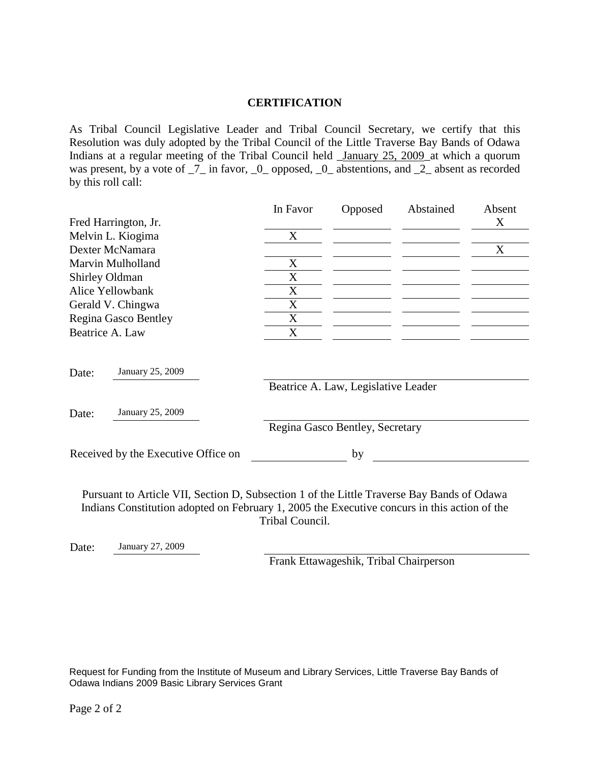**CERTIFICATION**

As Tribal Council Legislative Leader and Tribal Council Secretary, we certify that this Resolution was duly adopted by the Tribal Council of the Little Traverse Bay Bands of Odawa Indians at a regular meeting of the Tribal Council held _January 25, 2009_ at which a quorum was present, by a vote of _7_ in favor, _0_ opposed, _0_ abstentions, and _2_ absent as recorded by this roll call:

| | In Favor | Opposed | Abstained | Absent |
|---|---|---|---|---|
| Fred Harrington, Jr. | | | | X |
| Melvin L. Kiogima | X | | | |
| Dexter McNamara | | | | X |
| Marvin Mulholland | X | | | |
| Shirley Oldman | X | | | |
| Alice Yellowbank | X | | | |
| Gerald V. Chingwa | X | | | |
| Regina Gasco Bentley | X | | | |
| Beatrice A. Law | X | | | |

Date: January 25, 2009

Beatrice A. Law, Legislative Leader

Date: January 25, 2009

Regina Gasco Bentley, Secretary

Received by the Executive Office on ________________ by ________________________

Pursuant to Article VII, Section D, Subsection 1 of the Little Traverse Bay Bands of Odawa Indians Constitution adopted on February 1, 2005 the Executive concurs in this action of the Tribal Council.

Date: January 27, 2009

Frank Ettawageshik, Tribal Chairperson

Request for Funding from the Institute of Museum and Library Services, Little Traverse Bay Bands of Odawa Indians 2009 Basic Library Services Grant